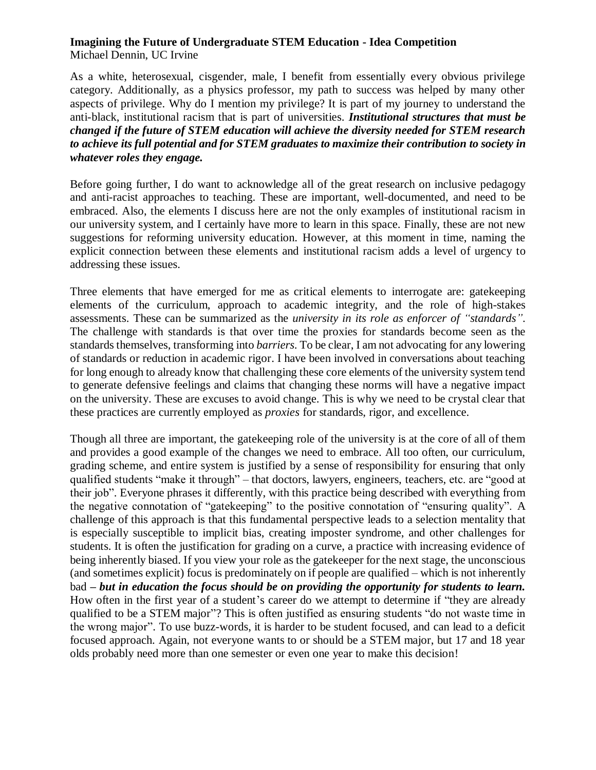**Imagining the Future of Undergraduate STEM Education - Idea Competition**
Michael Dennin, UC Irvine

As a white, heterosexual, cisgender, male, I benefit from essentially every obvious privilege category. Additionally, as a physics professor, my path to success was helped by many other aspects of privilege. Why do I mention my privilege? It is part of my journey to understand the anti-black, institutional racism that is part of universities. ***Institutional structures that must be changed if the future of STEM education will achieve the diversity needed for STEM research to achieve its full potential and for STEM graduates to maximize their contribution to society in whatever roles they engage.***

Before going further, I do want to acknowledge all of the great research on inclusive pedagogy and anti-racist approaches to teaching. These are important, well-documented, and need to be embraced. Also, the elements I discuss here are not the only examples of institutional racism in our university system, and I certainly have more to learn in this space. Finally, these are not new suggestions for reforming university education. However, at this moment in time, naming the explicit connection between these elements and institutional racism adds a level of urgency to addressing these issues.

Three elements that have emerged for me as critical elements to interrogate are: gatekeeping elements of the curriculum, approach to academic integrity, and the role of high-stakes assessments. These can be summarized as the *university in its role as enforcer of "standards"*. The challenge with standards is that over time the proxies for standards become seen as the standards themselves, transforming into *barriers*. To be clear, I am not advocating for any lowering of standards or reduction in academic rigor. I have been involved in conversations about teaching for long enough to already know that challenging these core elements of the university system tend to generate defensive feelings and claims that changing these norms will have a negative impact on the university. These are excuses to avoid change. This is why we need to be crystal clear that these practices are currently employed as *proxies* for standards, rigor, and excellence.

Though all three are important, the gatekeeping role of the university is at the core of all of them and provides a good example of the changes we need to embrace. All too often, our curriculum, grading scheme, and entire system is justified by a sense of responsibility for ensuring that only qualified students "make it through" – that doctors, lawyers, engineers, teachers, etc. are "good at their job". Everyone phrases it differently, with this practice being described with everything from the negative connotation of "gatekeeping" to the positive connotation of "ensuring quality". A challenge of this approach is that this fundamental perspective leads to a selection mentality that is especially susceptible to implicit bias, creating imposter syndrome, and other challenges for students. It is often the justification for grading on a curve, a practice with increasing evidence of being inherently biased. If you view your role as the gatekeeper for the next stage, the unconscious (and sometimes explicit) focus is predominately on if people are qualified – which is not inherently bad **–** ***but in education the focus should be on providing the opportunity for students to learn.*** How often in the first year of a student's career do we attempt to determine if "they are already qualified to be a STEM major"? This is often justified as ensuring students "do not waste time in the wrong major". To use buzz-words, it is harder to be student focused, and can lead to a deficit focused approach. Again, not everyone wants to or should be a STEM major, but 17 and 18 year olds probably need more than one semester or even one year to make this decision!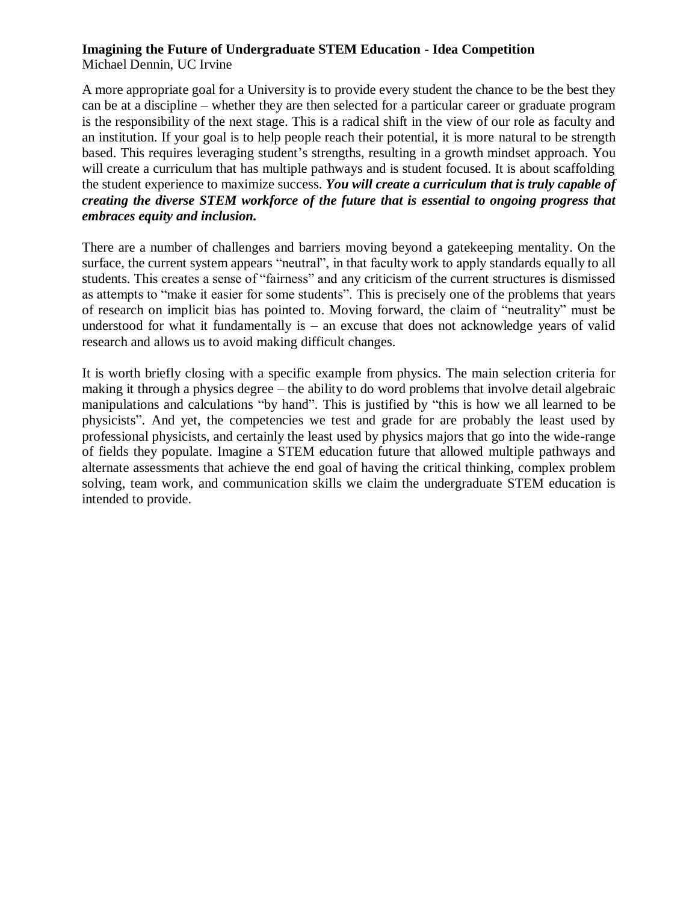**Imagining the Future of Undergraduate STEM Education - Idea Competition**
Michael Dennin, UC Irvine

A more appropriate goal for a University is to provide every student the chance to be the best they can be at a discipline – whether they are then selected for a particular career or graduate program is the responsibility of the next stage. This is a radical shift in the view of our role as faculty and an institution. If your goal is to help people reach their potential, it is more natural to be strength based. This requires leveraging student's strengths, resulting in a growth mindset approach. You will create a curriculum that has multiple pathways and is student focused. It is about scaffolding the student experience to maximize success. ***You will create a curriculum that is truly capable of creating the diverse STEM workforce of the future that is essential to ongoing progress that embraces equity and inclusion.***

There are a number of challenges and barriers moving beyond a gatekeeping mentality. On the surface, the current system appears "neutral", in that faculty work to apply standards equally to all students. This creates a sense of "fairness" and any criticism of the current structures is dismissed as attempts to "make it easier for some students". This is precisely one of the problems that years of research on implicit bias has pointed to. Moving forward, the claim of "neutrality" must be understood for what it fundamentally is – an excuse that does not acknowledge years of valid research and allows us to avoid making difficult changes.

It is worth briefly closing with a specific example from physics. The main selection criteria for making it through a physics degree – the ability to do word problems that involve detail algebraic manipulations and calculations "by hand". This is justified by "this is how we all learned to be physicists". And yet, the competencies we test and grade for are probably the least used by professional physicists, and certainly the least used by physics majors that go into the wide-range of fields they populate. Imagine a STEM education future that allowed multiple pathways and alternate assessments that achieve the end goal of having the critical thinking, complex problem solving, team work, and communication skills we claim the undergraduate STEM education is intended to provide.